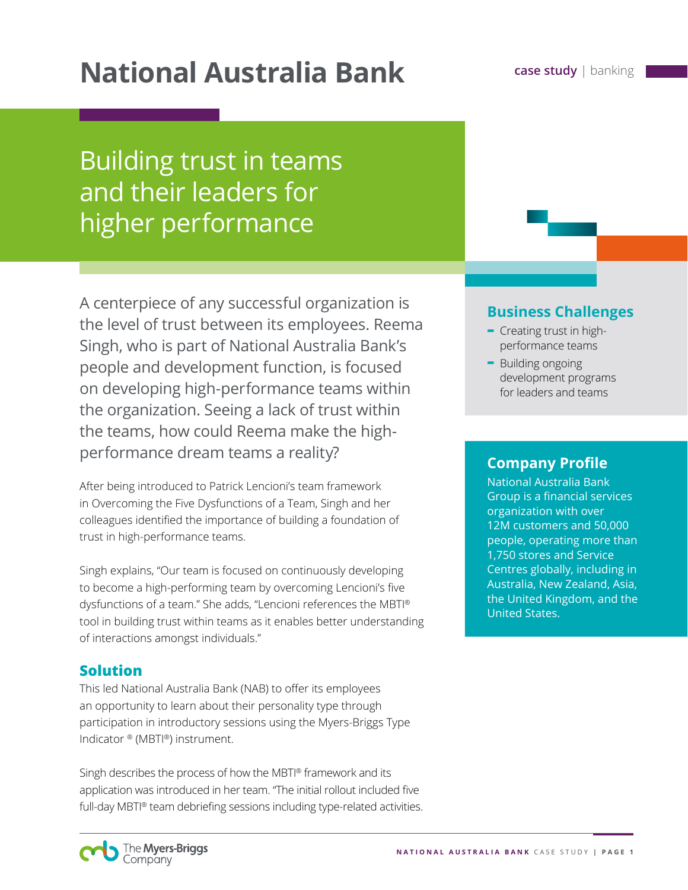# National Australia Bank

case study | banking

## Building trust in teams and their leaders for higher performance

A centerpiece of any successful organization is the level of trust between its employees. Reema Singh, who is part of National Australia Bank's people and development function, is focused on developing high-performance teams within the organization. Seeing a lack of trust within the teams, how could Reema make the high-performance dream teams a reality?

After being introduced to Patrick Lencioni's team framework in Overcoming the Five Dysfunctions of a Team, Singh and her colleagues identified the importance of building a foundation of trust in high-performance teams.

Singh explains, "Our team is focused on continuously developing to become a high-performing team by overcoming Lencioni's five dysfunctions of a team." She adds, "Lencioni references the MBTI® tool in building trust within teams as it enables better understanding of interactions amongst individuals."

### Solution

This led National Australia Bank (NAB) to offer its employees an opportunity to learn about their personality type through participation in introductory sessions using the Myers-Briggs Type Indicator ® (MBTI®) instrument.

Singh describes the process of how the MBTI® framework and its application was introduced in her team. "The initial rollout included five full-day MBTI® team debriefing sessions including type-related activities.

### Business Challenges

- Creating trust in high-performance teams
- Building ongoing development programs for leaders and teams

### Company Profile

National Australia Bank Group is a financial services organization with over 12M customers and 50,000 people, operating more than 1,750 stores and Service Centres globally, including in Australia, New Zealand, Asia, the United Kingdom, and the United States.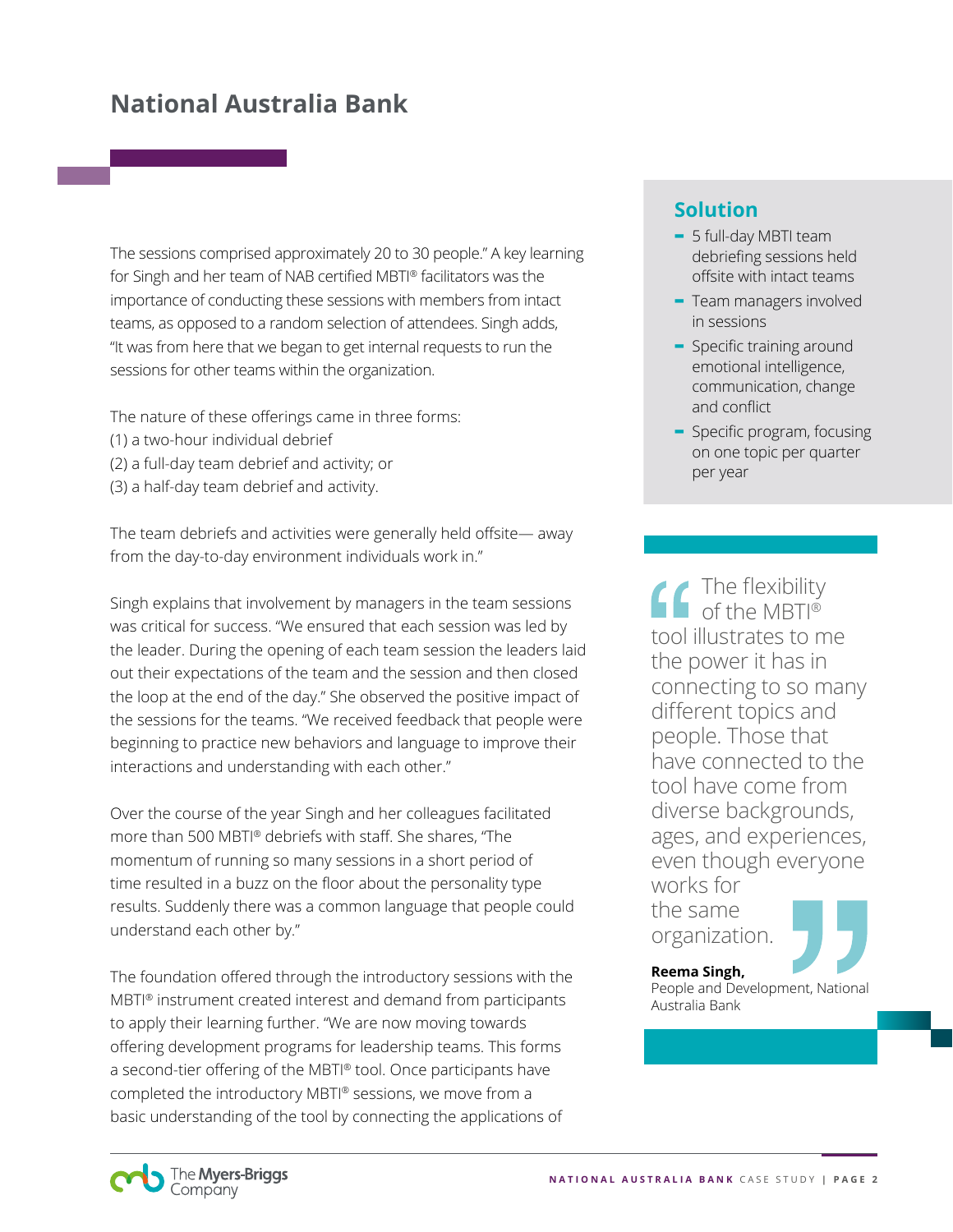# National Australia Bank

The sessions comprised approximately 20 to 30 people." A key learning for Singh and her team of NAB certified MBTI® facilitators was the importance of conducting these sessions with members from intact teams, as opposed to a random selection of attendees. Singh adds, "It was from here that we began to get internal requests to run the sessions for other teams within the organization.

The nature of these offerings came in three forms:
(1) a two-hour individual debrief
(2) a full-day team debrief and activity; or
(3) a half-day team debrief and activity.

The team debriefs and activities were generally held offsite— away from the day-to-day environment individuals work in."

Singh explains that involvement by managers in the team sessions was critical for success. "We ensured that each session was led by the leader. During the opening of each team session the leaders laid out their expectations of the team and the session and then closed the loop at the end of the day." She observed the positive impact of the sessions for the teams. "We received feedback that people were beginning to practice new behaviors and language to improve their interactions and understanding with each other."

Over the course of the year Singh and her colleagues facilitated more than 500 MBTI® debriefs with staff. She shares, "The momentum of running so many sessions in a short period of time resulted in a buzz on the floor about the personality type results. Suddenly there was a common language that people could understand each other by."

The foundation offered through the introductory sessions with the MBTI® instrument created interest and demand from participants to apply their learning further. "We are now moving towards offering development programs for leadership teams. This forms a second-tier offering of the MBTI® tool. Once participants have completed the introductory MBTI® sessions, we move from a basic understanding of the tool by connecting the applications of

## Solution

- 5 full-day MBTI team debriefing sessions held offsite with intact teams
- Team managers involved in sessions
- Specific training around emotional intelligence, communication, change and conflict
- Specific program, focusing on one topic per quarter per year

> "The flexibility of the MBTI® tool illustrates to me the power it has in connecting to so many different topics and people. Those that have connected to the tool have come from diverse backgrounds, ages, and experiences, even though everyone works for the same organization."
>
> **Reema Singh,**
> People and Development, National Australia Bank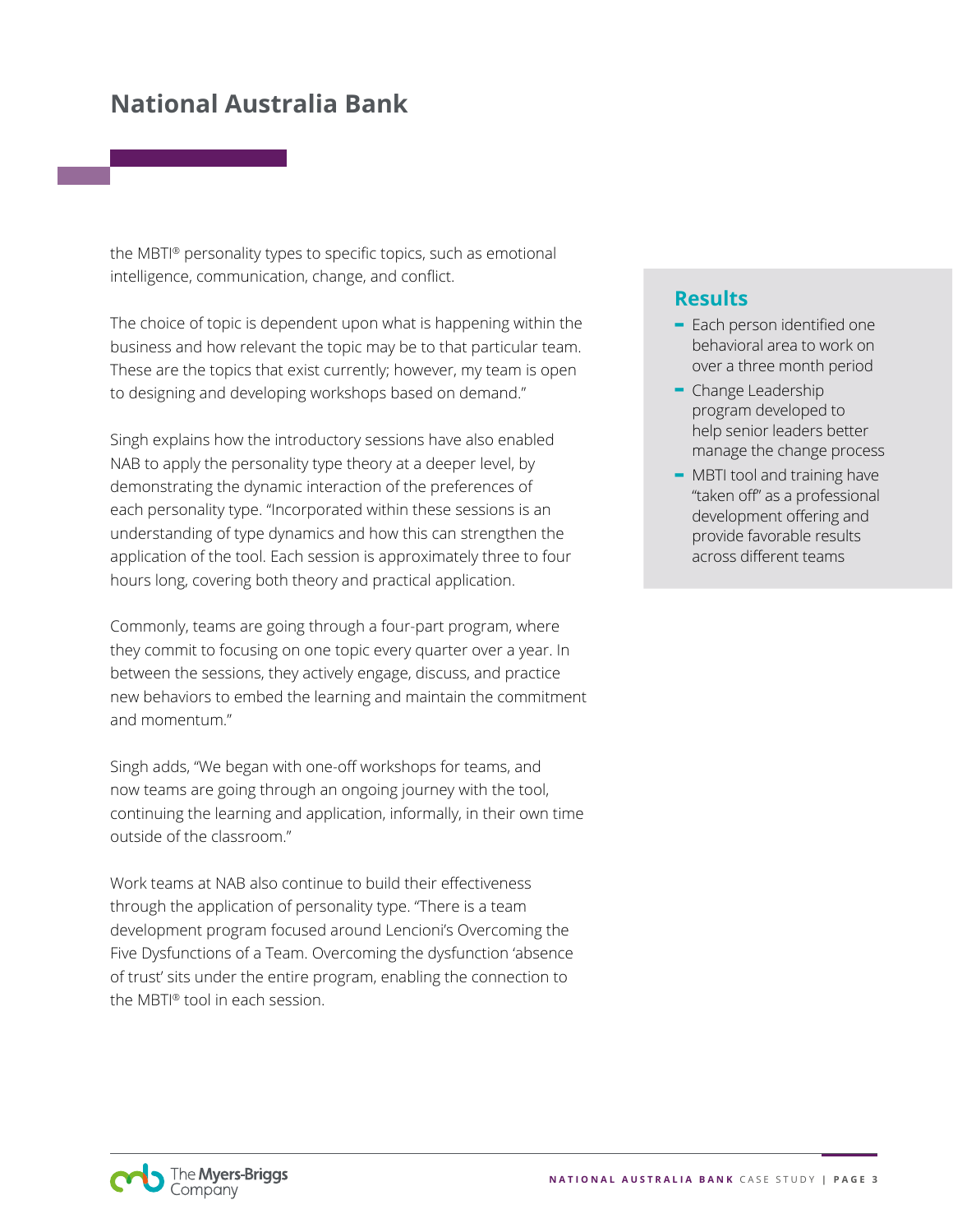# National Australia Bank

the MBTI® personality types to specific topics, such as emotional intelligence, communication, change, and conflict.

The choice of topic is dependent upon what is happening within the business and how relevant the topic may be to that particular team. These are the topics that exist currently; however, my team is open to designing and developing workshops based on demand."

Singh explains how the introductory sessions have also enabled NAB to apply the personality type theory at a deeper level, by demonstrating the dynamic interaction of the preferences of each personality type. "Incorporated within these sessions is an understanding of type dynamics and how this can strengthen the application of the tool. Each session is approximately three to four hours long, covering both theory and practical application.

Commonly, teams are going through a four-part program, where they commit to focusing on one topic every quarter over a year. In between the sessions, they actively engage, discuss, and practice new behaviors to embed the learning and maintain the commitment and momentum."

Singh adds, "We began with one-off workshops for teams, and now teams are going through an ongoing journey with the tool, continuing the learning and application, informally, in their own time outside of the classroom."

Work teams at NAB also continue to build their effectiveness through the application of personality type. "There is a team development program focused around Lencioni's Overcoming the Five Dysfunctions of a Team. Overcoming the dysfunction 'absence of trust' sits under the entire program, enabling the connection to the MBTI® tool in each session.

## Results

- Each person identified one behavioral area to work on over a three month period
- Change Leadership program developed to help senior leaders better manage the change process
- MBTI tool and training have "taken off" as a professional development offering and provide favorable results across different teams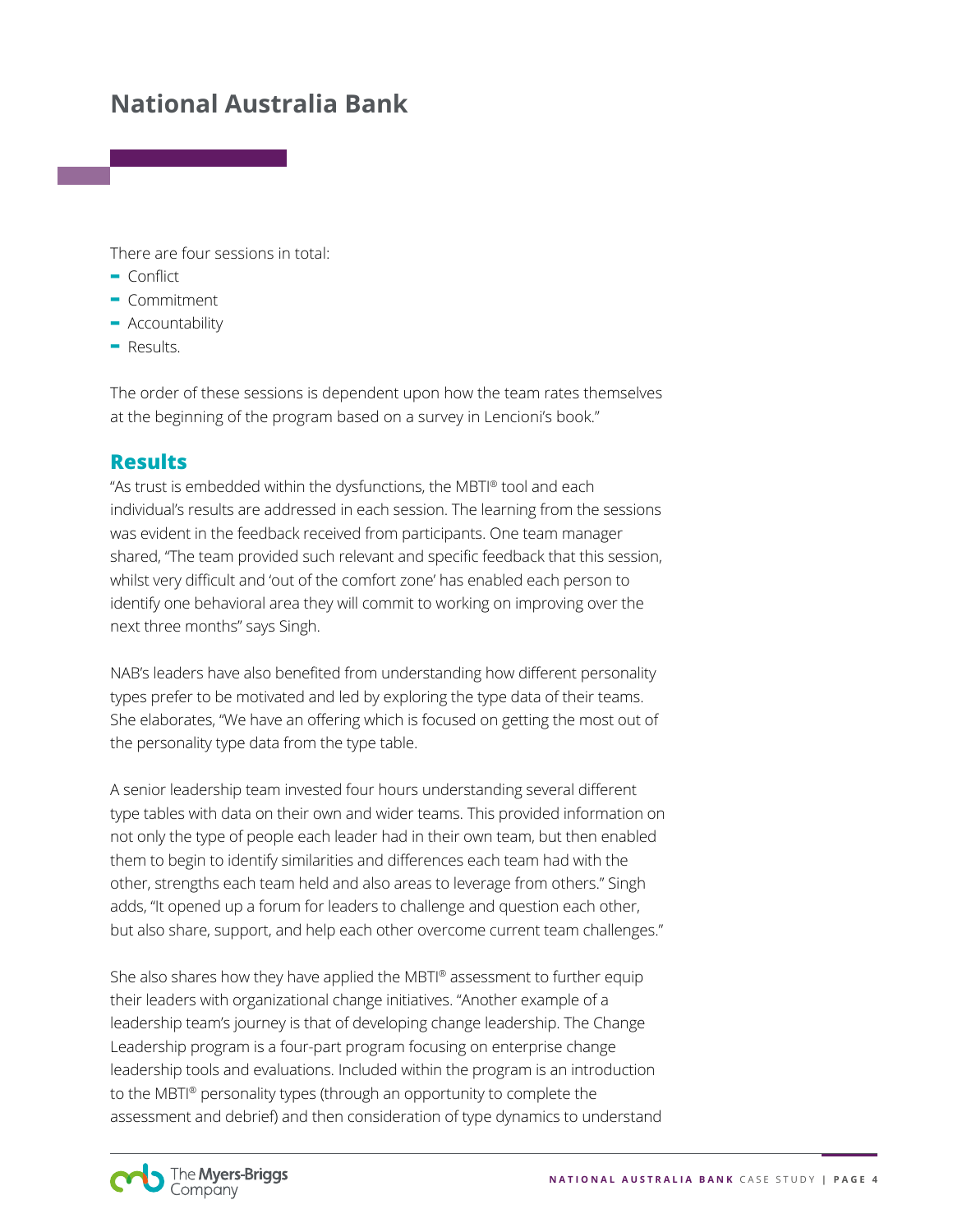There are four sessions in total:

- Conflict
- Commitment
- Accountability
- Results.

The order of these sessions is dependent upon how the team rates themselves at the beginning of the program based on a survey in Lencioni's book."

## Results

"As trust is embedded within the dysfunctions, the MBTI® tool and each individual's results are addressed in each session. The learning from the sessions was evident in the feedback received from participants. One team manager shared, "The team provided such relevant and specific feedback that this session, whilst very difficult and 'out of the comfort zone' has enabled each person to identify one behavioral area they will commit to working on improving over the next three months" says Singh.

NAB's leaders have also benefited from understanding how different personality types prefer to be motivated and led by exploring the type data of their teams. She elaborates, "We have an offering which is focused on getting the most out of the personality type data from the type table.

A senior leadership team invested four hours understanding several different type tables with data on their own and wider teams. This provided information on not only the type of people each leader had in their own team, but then enabled them to begin to identify similarities and differences each team had with the other, strengths each team held and also areas to leverage from others." Singh adds, "It opened up a forum for leaders to challenge and question each other, but also share, support, and help each other overcome current team challenges."

She also shares how they have applied the MBTI® assessment to further equip their leaders with organizational change initiatives. "Another example of a leadership team's journey is that of developing change leadership. The Change Leadership program is a four-part program focusing on enterprise change leadership tools and evaluations. Included within the program is an introduction to the MBTI® personality types (through an opportunity to complete the assessment and debrief) and then consideration of type dynamics to understand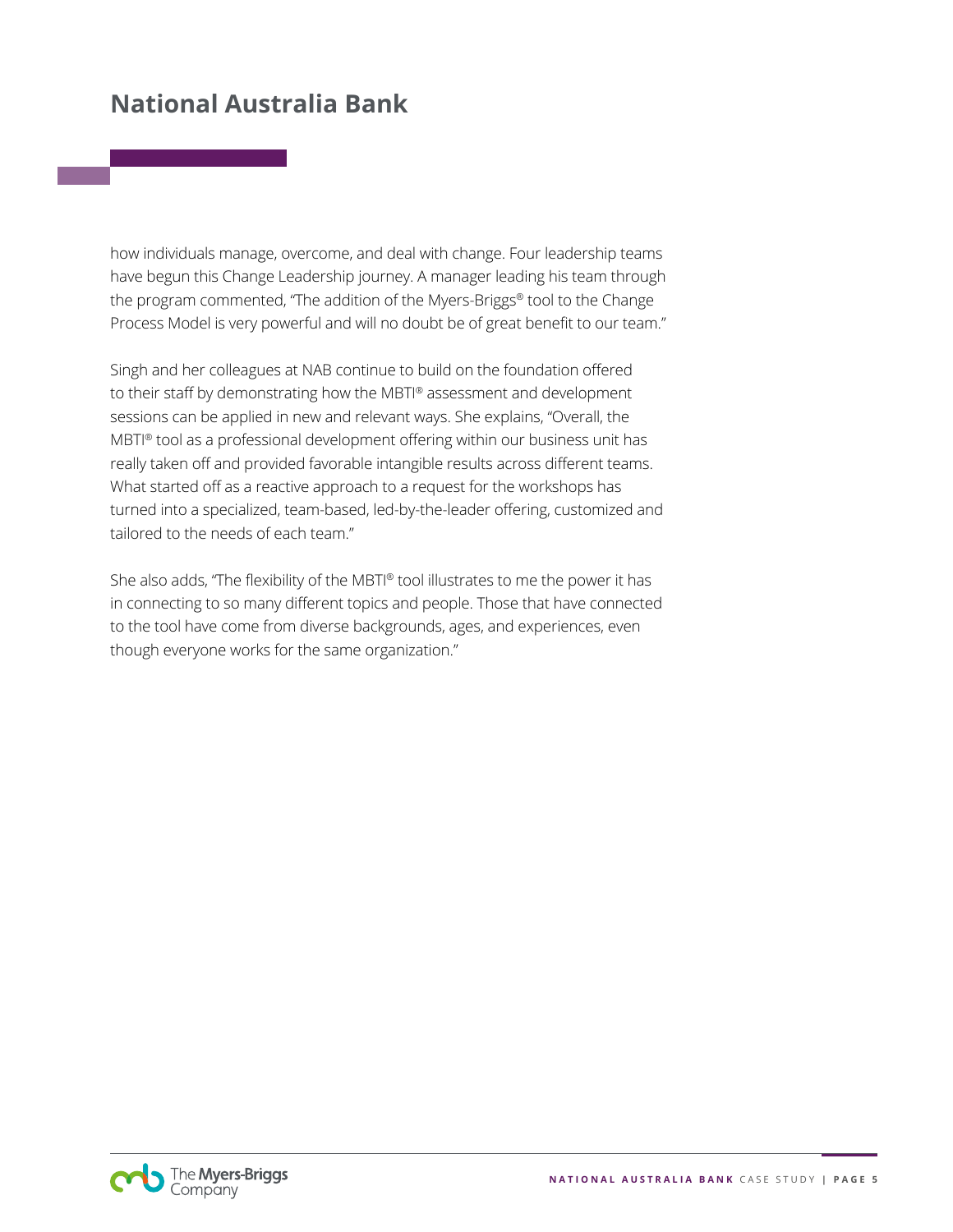how individuals manage, overcome, and deal with change. Four leadership teams have begun this Change Leadership journey. A manager leading his team through the program commented, "The addition of the Myers-Briggs® tool to the Change Process Model is very powerful and will no doubt be of great benefit to our team."

Singh and her colleagues at NAB continue to build on the foundation offered to their staff by demonstrating how the MBTI® assessment and development sessions can be applied in new and relevant ways. She explains, "Overall, the MBTI® tool as a professional development offering within our business unit has really taken off and provided favorable intangible results across different teams. What started off as a reactive approach to a request for the workshops has turned into a specialized, team-based, led-by-the-leader offering, customized and tailored to the needs of each team."

She also adds, "The flexibility of the MBTI® tool illustrates to me the power it has in connecting to so many different topics and people. Those that have connected to the tool have come from diverse backgrounds, ages, and experiences, even though everyone works for the same organization."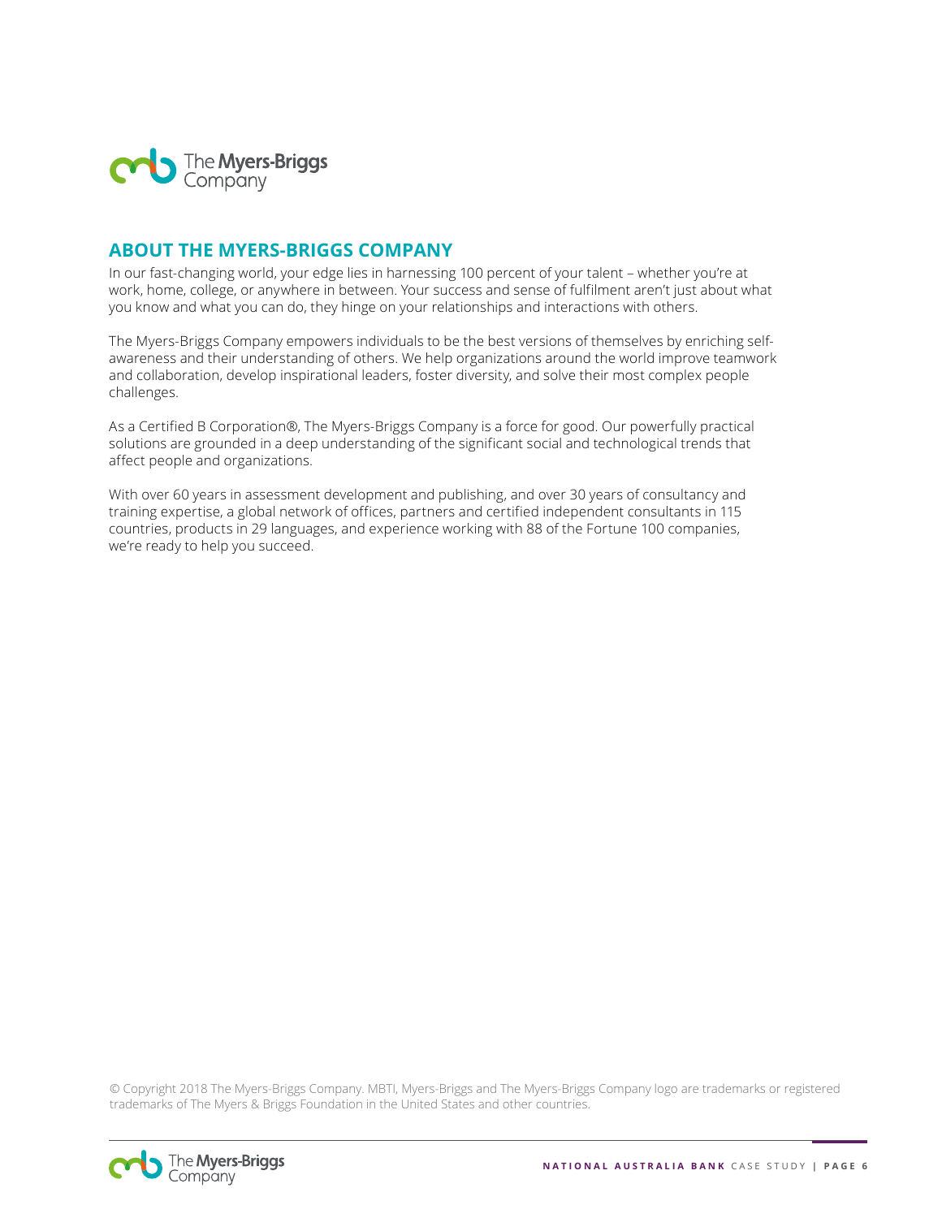## ABOUT THE MYERS-BRIGGS COMPANY

In our fast-changing world, your edge lies in harnessing 100 percent of your talent – whether you're at work, home, college, or anywhere in between. Your success and sense of fulfilment aren't just about what you know and what you can do, they hinge on your relationships and interactions with others.

The Myers-Briggs Company empowers individuals to be the best versions of themselves by enriching self-awareness and their understanding of others. We help organizations around the world improve teamwork and collaboration, develop inspirational leaders, foster diversity, and solve their most complex people challenges.

As a Certified B Corporation®, The Myers-Briggs Company is a force for good. Our powerfully practical solutions are grounded in a deep understanding of the significant social and technological trends that affect people and organizations.

With over 60 years in assessment development and publishing, and over 30 years of consultancy and training expertise, a global network of offices, partners and certified independent consultants in 115 countries, products in 29 languages, and experience working with 88 of the Fortune 100 companies, we're ready to help you succeed.

© Copyright 2018 The Myers-Briggs Company. MBTI, Myers-Briggs and The Myers-Briggs Company logo are trademarks or registered trademarks of The Myers & Briggs Foundation in the United States and other countries.